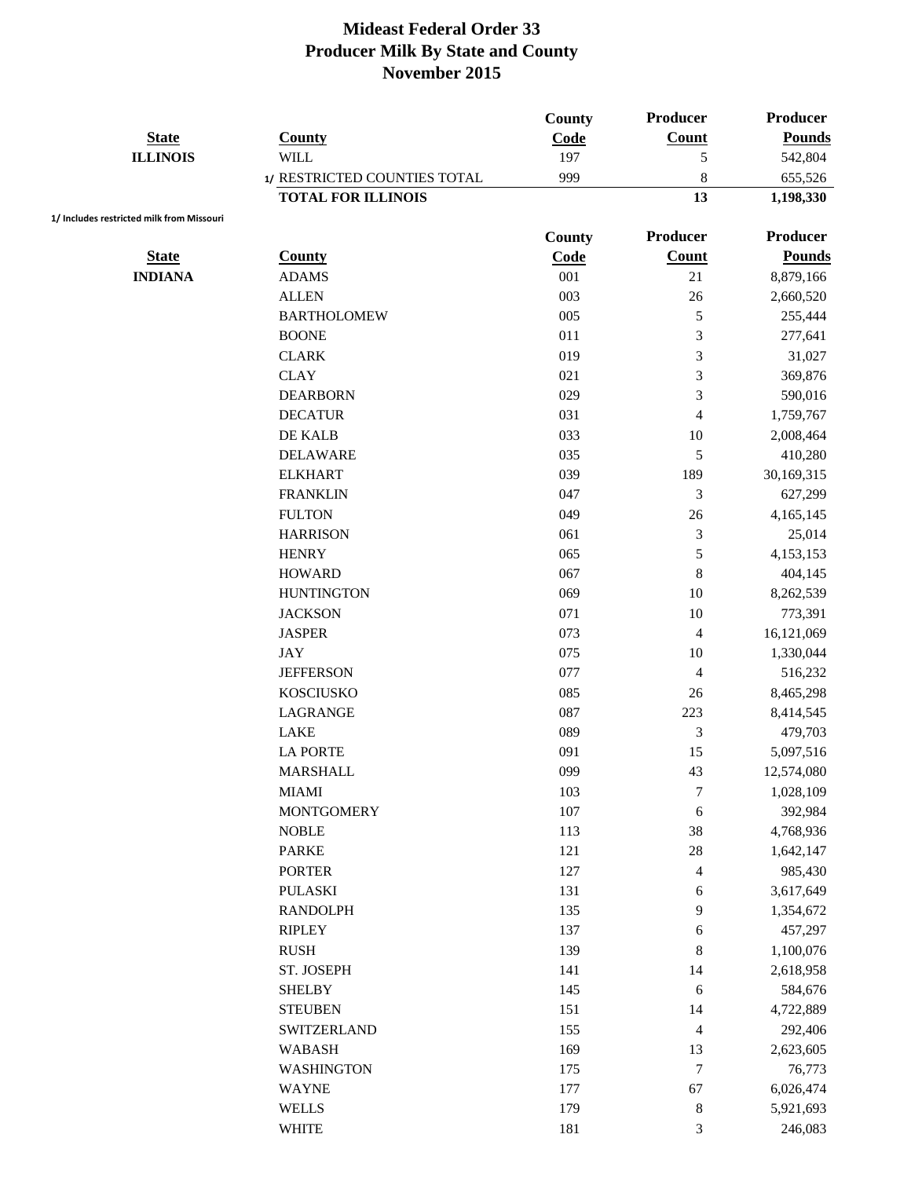# Mideast Federal Order 33
## Producer Milk By State and County
## November 2015

| State | County | County Code | Producer Count | Producer Pounds |
|---|---|---|---|---|
| ILLINOIS | WILL | 197 | 5 | 542,804 |
| | 1/ RESTRICTED COUNTIES TOTAL | 999 | 8 | 655,526 |
| | **TOTAL FOR ILLINOIS** | | **13** | **1,198,330** |

1/ Includes restricted milk from Missouri

| State | County | County Code | Producer Count | Producer Pounds |
|---|---|---|---|---|
| INDIANA | ADAMS | 001 | 21 | 8,879,166 |
| | ALLEN | 003 | 26 | 2,660,520 |
| | BARTHOLOMEW | 005 | 5 | 255,444 |
| | BOONE | 011 | 3 | 277,641 |
| | CLARK | 019 | 3 | 31,027 |
| | CLAY | 021 | 3 | 369,876 |
| | DEARBORN | 029 | 3 | 590,016 |
| | DECATUR | 031 | 4 | 1,759,767 |
| | DE KALB | 033 | 10 | 2,008,464 |
| | DELAWARE | 035 | 5 | 410,280 |
| | ELKHART | 039 | 189 | 30,169,315 |
| | FRANKLIN | 047 | 3 | 627,299 |
| | FULTON | 049 | 26 | 4,165,145 |
| | HARRISON | 061 | 3 | 25,014 |
| | HENRY | 065 | 5 | 4,153,153 |
| | HOWARD | 067 | 8 | 404,145 |
| | HUNTINGTON | 069 | 10 | 8,262,539 |
| | JACKSON | 071 | 10 | 773,391 |
| | JASPER | 073 | 4 | 16,121,069 |
| | JAY | 075 | 10 | 1,330,044 |
| | JEFFERSON | 077 | 4 | 516,232 |
| | KOSCIUSKO | 085 | 26 | 8,465,298 |
| | LAGRANGE | 087 | 223 | 8,414,545 |
| | LAKE | 089 | 3 | 479,703 |
| | LA PORTE | 091 | 15 | 5,097,516 |
| | MARSHALL | 099 | 43 | 12,574,080 |
| | MIAMI | 103 | 7 | 1,028,109 |
| | MONTGOMERY | 107 | 6 | 392,984 |
| | NOBLE | 113 | 38 | 4,768,936 |
| | PARKE | 121 | 28 | 1,642,147 |
| | PORTER | 127 | 4 | 985,430 |
| | PULASKI | 131 | 6 | 3,617,649 |
| | RANDOLPH | 135 | 9 | 1,354,672 |
| | RIPLEY | 137 | 6 | 457,297 |
| | RUSH | 139 | 8 | 1,100,076 |
| | ST. JOSEPH | 141 | 14 | 2,618,958 |
| | SHELBY | 145 | 6 | 584,676 |
| | STEUBEN | 151 | 14 | 4,722,889 |
| | SWITZERLAND | 155 | 4 | 292,406 |
| | WABASH | 169 | 13 | 2,623,605 |
| | WASHINGTON | 175 | 7 | 76,773 |
| | WAYNE | 177 | 67 | 6,026,474 |
| | WELLS | 179 | 8 | 5,921,693 |
| | WHITE | 181 | 3 | 246,083 |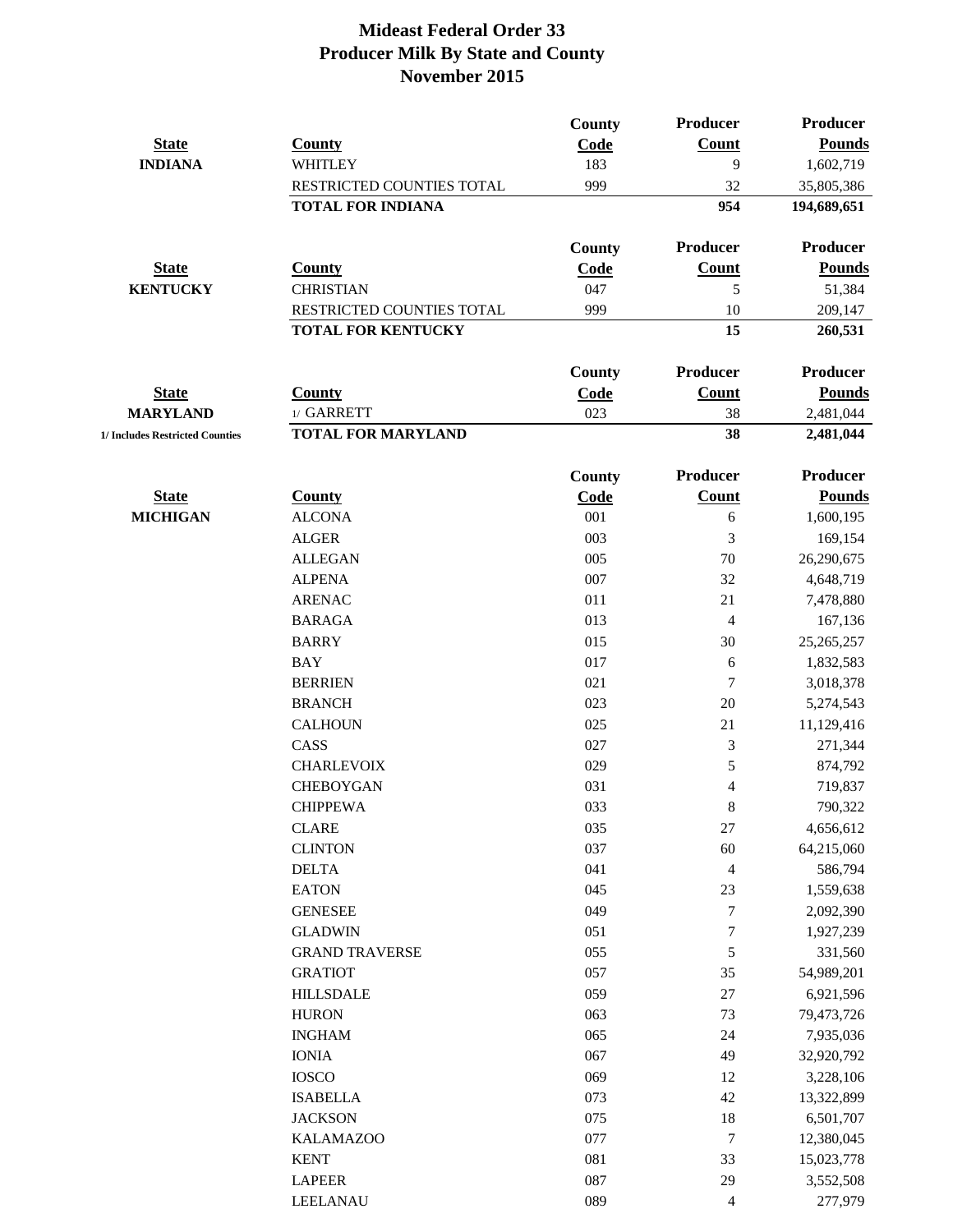# Mideast Federal Order 33
## Producer Milk By State and County
## November 2015

| State | County | County Code | Producer Count | Producer Pounds |
|---|---|---|---|---|
| INDIANA | WHITLEY | 183 | 9 | 1,602,719 |
| | RESTRICTED COUNTIES TOTAL | 999 | 32 | 35,805,386 |
| | **TOTAL FOR INDIANA** | | **954** | **194,689,651** |

| State | County | County Code | Producer Count | Producer Pounds |
|---|---|---|---|---|
| KENTUCKY | CHRISTIAN | 047 | 5 | 51,384 |
| | RESTRICTED COUNTIES TOTAL | 999 | 10 | 209,147 |
| | **TOTAL FOR KENTUCKY** | | **15** | **260,531** |

| State | County | County Code | Producer Count | Producer Pounds |
|---|---|---|---|---|
| MARYLAND | 1/ GARRETT | 023 | 38 | 2,481,044 |
| 1/ Includes Restricted Counties | **TOTAL FOR MARYLAND** | | **38** | **2,481,044** |

| State | County | County Code | Producer Count | Producer Pounds |
|---|---|---|---|---|
| MICHIGAN | ALCONA | 001 | 6 | 1,600,195 |
| | ALGER | 003 | 3 | 169,154 |
| | ALLEGAN | 005 | 70 | 26,290,675 |
| | ALPENA | 007 | 32 | 4,648,719 |
| | ARENAC | 011 | 21 | 7,478,880 |
| | BARAGA | 013 | 4 | 167,136 |
| | BARRY | 015 | 30 | 25,265,257 |
| | BAY | 017 | 6 | 1,832,583 |
| | BERRIEN | 021 | 7 | 3,018,378 |
| | BRANCH | 023 | 20 | 5,274,543 |
| | CALHOUN | 025 | 21 | 11,129,416 |
| | CASS | 027 | 3 | 271,344 |
| | CHARLEVOIX | 029 | 5 | 874,792 |
| | CHEBOYGAN | 031 | 4 | 719,837 |
| | CHIPPEWA | 033 | 8 | 790,322 |
| | CLARE | 035 | 27 | 4,656,612 |
| | CLINTON | 037 | 60 | 64,215,060 |
| | DELTA | 041 | 4 | 586,794 |
| | EATON | 045 | 23 | 1,559,638 |
| | GENESEE | 049 | 7 | 2,092,390 |
| | GLADWIN | 051 | 7 | 1,927,239 |
| | GRAND TRAVERSE | 055 | 5 | 331,560 |
| | GRATIOT | 057 | 35 | 54,989,201 |
| | HILLSDALE | 059 | 27 | 6,921,596 |
| | HURON | 063 | 73 | 79,473,726 |
| | INGHAM | 065 | 24 | 7,935,036 |
| | IONIA | 067 | 49 | 32,920,792 |
| | IOSCO | 069 | 12 | 3,228,106 |
| | ISABELLA | 073 | 42 | 13,322,899 |
| | JACKSON | 075 | 18 | 6,501,707 |
| | KALAMAZOO | 077 | 7 | 12,380,045 |
| | KENT | 081 | 33 | 15,023,778 |
| | LAPEER | 087 | 29 | 3,552,508 |
| | LEELANAU | 089 | 4 | 277,979 |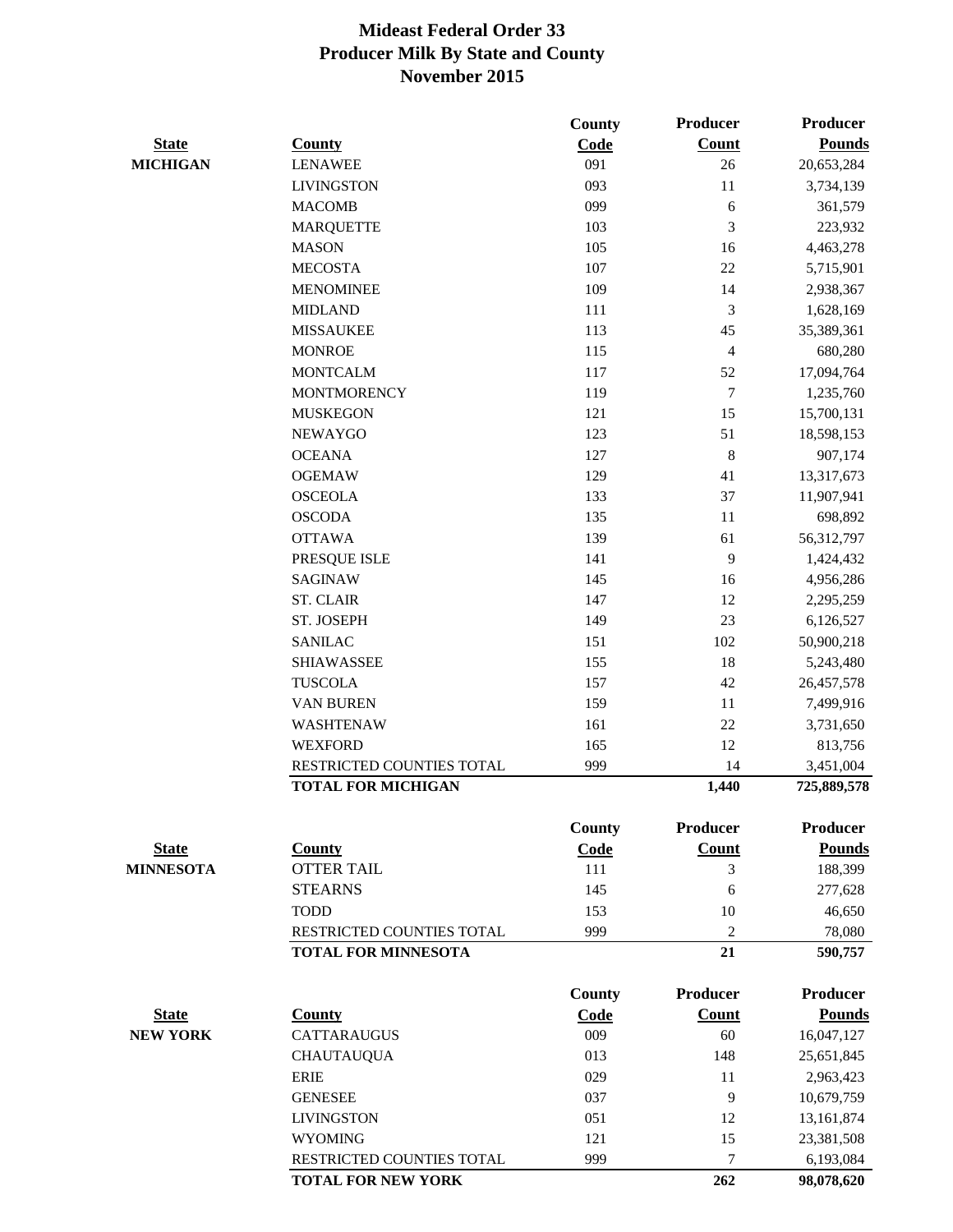# Mideast Federal Order 33
## Producer Milk By State and County
## November 2015

| State | County | County Code | Producer Count | Producer Pounds |
|---|---|---|---|---|
| MICHIGAN | LENAWEE | 091 | 26 | 20,653,284 |
| | LIVINGSTON | 093 | 11 | 3,734,139 |
| | MACOMB | 099 | 6 | 361,579 |
| | MARQUETTE | 103 | 3 | 223,932 |
| | MASON | 105 | 16 | 4,463,278 |
| | MECOSTA | 107 | 22 | 5,715,901 |
| | MENOMINEE | 109 | 14 | 2,938,367 |
| | MIDLAND | 111 | 3 | 1,628,169 |
| | MISSAUKEE | 113 | 45 | 35,389,361 |
| | MONROE | 115 | 4 | 680,280 |
| | MONTCALM | 117 | 52 | 17,094,764 |
| | MONTMORENCY | 119 | 7 | 1,235,760 |
| | MUSKEGON | 121 | 15 | 15,700,131 |
| | NEWAYGO | 123 | 51 | 18,598,153 |
| | OCEANA | 127 | 8 | 907,174 |
| | OGEMAW | 129 | 41 | 13,317,673 |
| | OSCEOLA | 133 | 37 | 11,907,941 |
| | OSCODA | 135 | 11 | 698,892 |
| | OTTAWA | 139 | 61 | 56,312,797 |
| | PRESQUE ISLE | 141 | 9 | 1,424,432 |
| | SAGINAW | 145 | 16 | 4,956,286 |
| | ST. CLAIR | 147 | 12 | 2,295,259 |
| | ST. JOSEPH | 149 | 23 | 6,126,527 |
| | SANILAC | 151 | 102 | 50,900,218 |
| | SHIAWASSEE | 155 | 18 | 5,243,480 |
| | TUSCOLA | 157 | 42 | 26,457,578 |
| | VAN BUREN | 159 | 11 | 7,499,916 |
| | WASHTENAW | 161 | 22 | 3,731,650 |
| | WEXFORD | 165 | 12 | 813,756 |
| | RESTRICTED COUNTIES TOTAL | 999 | 14 | 3,451,004 |
| | **TOTAL FOR MICHIGAN** | | **1,440** | **725,889,578** |

| State | County | County Code | Producer Count | Producer Pounds |
|---|---|---|---|---|
| MINNESOTA | OTTER TAIL | 111 | 3 | 188,399 |
| | STEARNS | 145 | 6 | 277,628 |
| | TODD | 153 | 10 | 46,650 |
| | RESTRICTED COUNTIES TOTAL | 999 | 2 | 78,080 |
| | **TOTAL FOR MINNESOTA** | | **21** | **590,757** |

| State | County | County Code | Producer Count | Producer Pounds |
|---|---|---|---|---|
| NEW YORK | CATTARAUGUS | 009 | 60 | 16,047,127 |
| | CHAUTAUQUA | 013 | 148 | 25,651,845 |
| | ERIE | 029 | 11 | 2,963,423 |
| | GENESEE | 037 | 9 | 10,679,759 |
| | LIVINGSTON | 051 | 12 | 13,161,874 |
| | WYOMING | 121 | 15 | 23,381,508 |
| | RESTRICTED COUNTIES TOTAL | 999 | 7 | 6,193,084 |
| | **TOTAL FOR NEW YORK** | | **262** | **98,078,620** |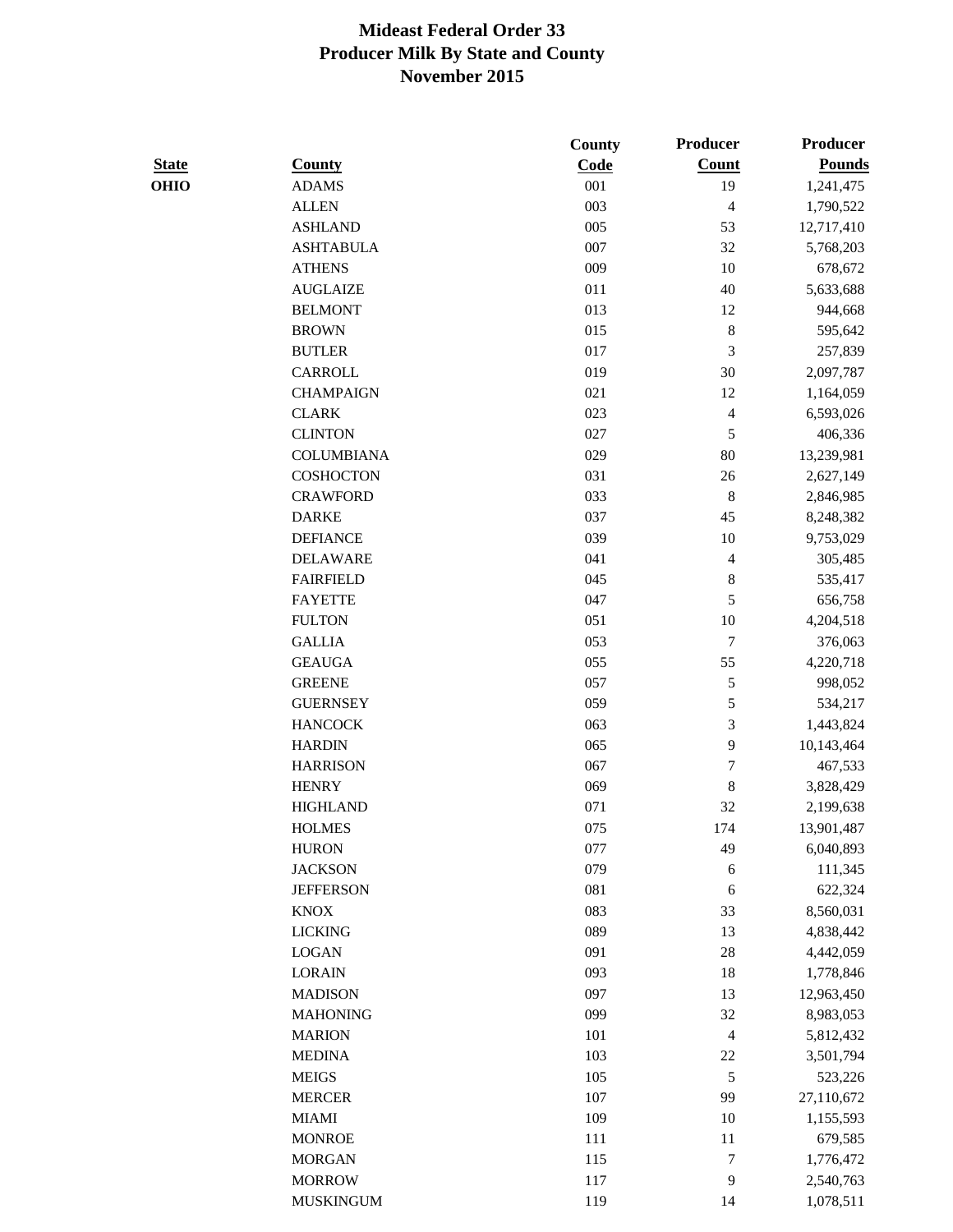# Mideast Federal Order 33
## Producer Milk By State and County
## November 2015

| State | County | County Code | Producer Count | Producer Pounds |
|---|---|---|---|---|
| OHIO | ADAMS | 001 | 19 | 1,241,475 |
| | ALLEN | 003 | 4 | 1,790,522 |
| | ASHLAND | 005 | 53 | 12,717,410 |
| | ASHTABULA | 007 | 32 | 5,768,203 |
| | ATHENS | 009 | 10 | 678,672 |
| | AUGLAIZE | 011 | 40 | 5,633,688 |
| | BELMONT | 013 | 12 | 944,668 |
| | BROWN | 015 | 8 | 595,642 |
| | BUTLER | 017 | 3 | 257,839 |
| | CARROLL | 019 | 30 | 2,097,787 |
| | CHAMPAIGN | 021 | 12 | 1,164,059 |
| | CLARK | 023 | 4 | 6,593,026 |
| | CLINTON | 027 | 5 | 406,336 |
| | COLUMBIANA | 029 | 80 | 13,239,981 |
| | COSHOCTON | 031 | 26 | 2,627,149 |
| | CRAWFORD | 033 | 8 | 2,846,985 |
| | DARKE | 037 | 45 | 8,248,382 |
| | DEFIANCE | 039 | 10 | 9,753,029 |
| | DELAWARE | 041 | 4 | 305,485 |
| | FAIRFIELD | 045 | 8 | 535,417 |
| | FAYETTE | 047 | 5 | 656,758 |
| | FULTON | 051 | 10 | 4,204,518 |
| | GALLIA | 053 | 7 | 376,063 |
| | GEAUGA | 055 | 55 | 4,220,718 |
| | GREENE | 057 | 5 | 998,052 |
| | GUERNSEY | 059 | 5 | 534,217 |
| | HANCOCK | 063 | 3 | 1,443,824 |
| | HARDIN | 065 | 9 | 10,143,464 |
| | HARRISON | 067 | 7 | 467,533 |
| | HENRY | 069 | 8 | 3,828,429 |
| | HIGHLAND | 071 | 32 | 2,199,638 |
| | HOLMES | 075 | 174 | 13,901,487 |
| | HURON | 077 | 49 | 6,040,893 |
| | JACKSON | 079 | 6 | 111,345 |
| | JEFFERSON | 081 | 6 | 622,324 |
| | KNOX | 083 | 33 | 8,560,031 |
| | LICKING | 089 | 13 | 4,838,442 |
| | LOGAN | 091 | 28 | 4,442,059 |
| | LORAIN | 093 | 18 | 1,778,846 |
| | MADISON | 097 | 13 | 12,963,450 |
| | MAHONING | 099 | 32 | 8,983,053 |
| | MARION | 101 | 4 | 5,812,432 |
| | MEDINA | 103 | 22 | 3,501,794 |
| | MEIGS | 105 | 5 | 523,226 |
| | MERCER | 107 | 99 | 27,110,672 |
| | MIAMI | 109 | 10 | 1,155,593 |
| | MONROE | 111 | 11 | 679,585 |
| | MORGAN | 115 | 7 | 1,776,472 |
| | MORROW | 117 | 9 | 2,540,763 |
| | MUSKINGUM | 119 | 14 | 1,078,511 |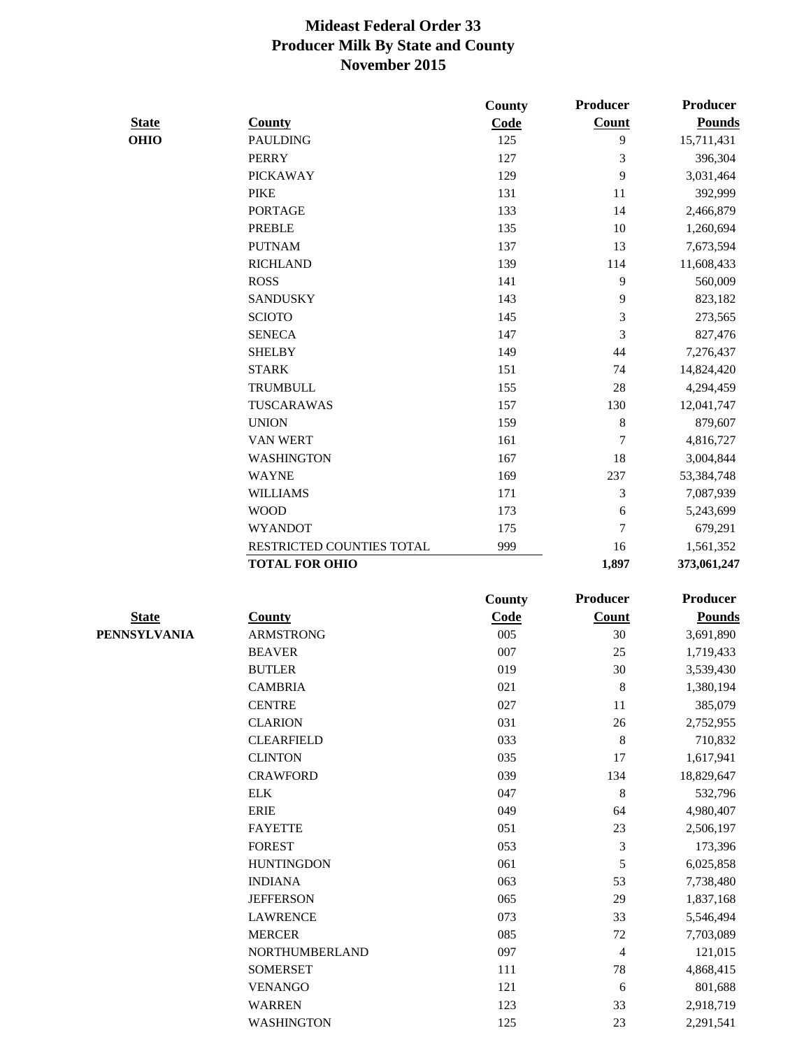# Mideast Federal Order 33
## Producer Milk By State and County
## November 2015

| State | County | County Code | Producer Count | Producer Pounds |
|---|---|---|---|---|
| **OHIO** | PAULDING | 125 | 9 | 15,711,431 |
| | PERRY | 127 | 3 | 396,304 |
| | PICKAWAY | 129 | 9 | 3,031,464 |
| | PIKE | 131 | 11 | 392,999 |
| | PORTAGE | 133 | 14 | 2,466,879 |
| | PREBLE | 135 | 10 | 1,260,694 |
| | PUTNAM | 137 | 13 | 7,673,594 |
| | RICHLAND | 139 | 114 | 11,608,433 |
| | ROSS | 141 | 9 | 560,009 |
| | SANDUSKY | 143 | 9 | 823,182 |
| | SCIOTO | 145 | 3 | 273,565 |
| | SENECA | 147 | 3 | 827,476 |
| | SHELBY | 149 | 44 | 7,276,437 |
| | STARK | 151 | 74 | 14,824,420 |
| | TRUMBULL | 155 | 28 | 4,294,459 |
| | TUSCARAWAS | 157 | 130 | 12,041,747 |
| | UNION | 159 | 8 | 879,607 |
| | VAN WERT | 161 | 7 | 4,816,727 |
| | WASHINGTON | 167 | 18 | 3,004,844 |
| | WAYNE | 169 | 237 | 53,384,748 |
| | WILLIAMS | 171 | 3 | 7,087,939 |
| | WOOD | 173 | 6 | 5,243,699 |
| | WYANDOT | 175 | 7 | 679,291 |
| | RESTRICTED COUNTIES TOTAL | 999 | 16 | 1,561,352 |
| | **TOTAL FOR OHIO** | | **1,897** | **373,061,247** |

| State | County | County Code | Producer Count | Producer Pounds |
|---|---|---|---|---|
| **PENNSYLVANIA** | ARMSTRONG | 005 | 30 | 3,691,890 |
| | BEAVER | 007 | 25 | 1,719,433 |
| | BUTLER | 019 | 30 | 3,539,430 |
| | CAMBRIA | 021 | 8 | 1,380,194 |
| | CENTRE | 027 | 11 | 385,079 |
| | CLARION | 031 | 26 | 2,752,955 |
| | CLEARFIELD | 033 | 8 | 710,832 |
| | CLINTON | 035 | 17 | 1,617,941 |
| | CRAWFORD | 039 | 134 | 18,829,647 |
| | ELK | 047 | 8 | 532,796 |
| | ERIE | 049 | 64 | 4,980,407 |
| | FAYETTE | 051 | 23 | 2,506,197 |
| | FOREST | 053 | 3 | 173,396 |
| | HUNTINGDON | 061 | 5 | 6,025,858 |
| | INDIANA | 063 | 53 | 7,738,480 |
| | JEFFERSON | 065 | 29 | 1,837,168 |
| | LAWRENCE | 073 | 33 | 5,546,494 |
| | MERCER | 085 | 72 | 7,703,089 |
| | NORTHUMBERLAND | 097 | 4 | 121,015 |
| | SOMERSET | 111 | 78 | 4,868,415 |
| | VENANGO | 121 | 6 | 801,688 |
| | WARREN | 123 | 33 | 2,918,719 |
| | WASHINGTON | 125 | 23 | 2,291,541 |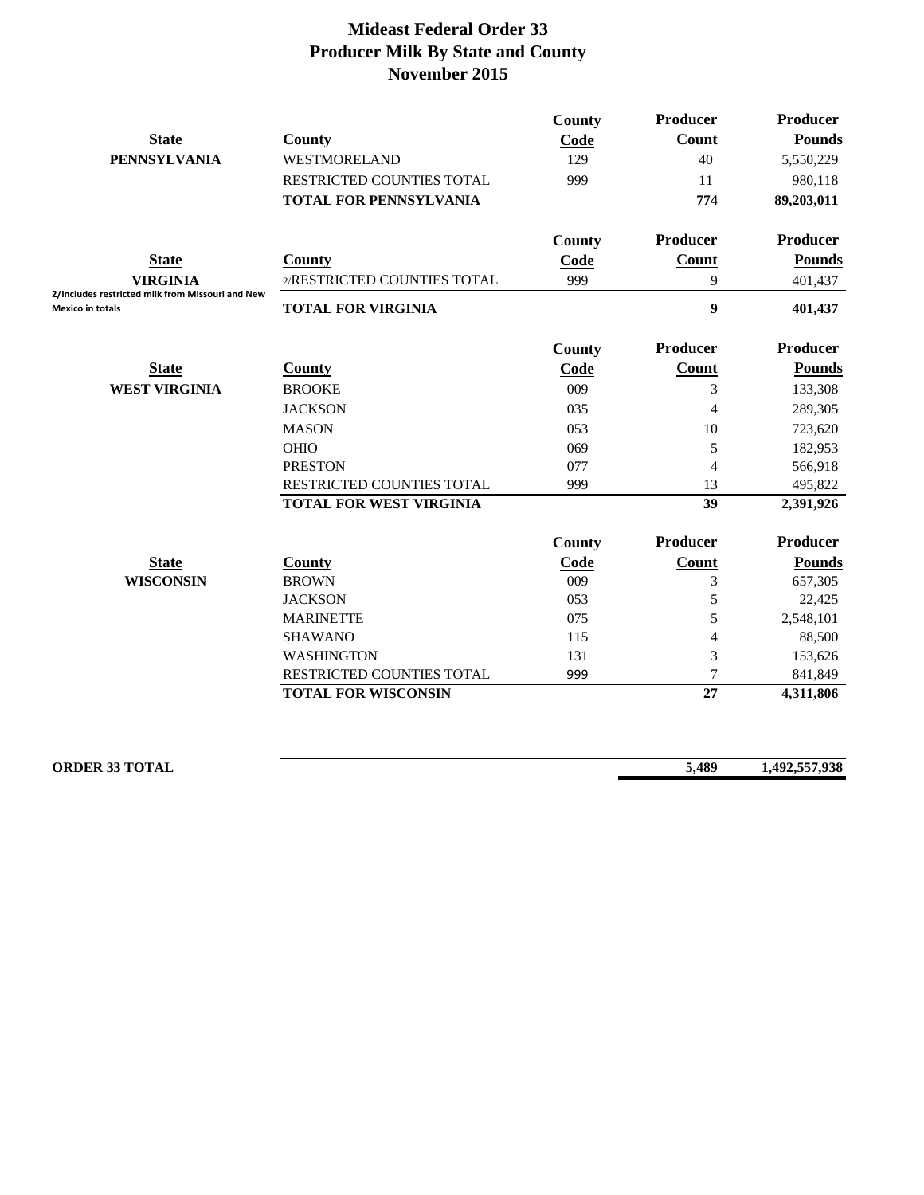# Mideast Federal Order 33
## Producer Milk By State and County
## November 2015

| State | County | County Code | Producer Count | Producer Pounds |
|---|---|---|---|---|
| PENNSYLVANIA | WESTMORELAND | 129 | 40 | 5,550,229 |
| | RESTRICTED COUNTIES TOTAL | 999 | 11 | 980,118 |
| | **TOTAL FOR PENNSYLVANIA** | | **774** | **89,203,011** |

| State | County | County Code | Producer Count | Producer Pounds |
|---|---|---|---|---|
| VIRGINIA | 2/RESTRICTED COUNTIES TOTAL | 999 | 9 | 401,437 |
| | **TOTAL FOR VIRGINIA** | | **9** | **401,437** |

2/Includes restricted milk from Missouri and New Mexico in totals

| State | County | County Code | Producer Count | Producer Pounds |
|---|---|---|---|---|
| WEST VIRGINIA | BROOKE | 009 | 3 | 133,308 |
| | JACKSON | 035 | 4 | 289,305 |
| | MASON | 053 | 10 | 723,620 |
| | OHIO | 069 | 5 | 182,953 |
| | PRESTON | 077 | 4 | 566,918 |
| | RESTRICTED COUNTIES TOTAL | 999 | 13 | 495,822 |
| | **TOTAL FOR WEST VIRGINIA** | | **39** | **2,391,926** |

| State | County | County Code | Producer Count | Producer Pounds |
|---|---|---|---|---|
| WISCONSIN | BROWN | 009 | 3 | 657,305 |
| | JACKSON | 053 | 5 | 22,425 |
| | MARINETTE | 075 | 5 | 2,548,101 |
| | SHAWANO | 115 | 4 | 88,500 |
| | WASHINGTON | 131 | 3 | 153,626 |
| | RESTRICTED COUNTIES TOTAL | 999 | 7 | 841,849 |
| | **TOTAL FOR WISCONSIN** | | **27** | **4,311,806** |

| | Producer Count | Producer Pounds |
|---|---|---|
| **ORDER 33 TOTAL** | **5,489** | **1,492,557,938** |